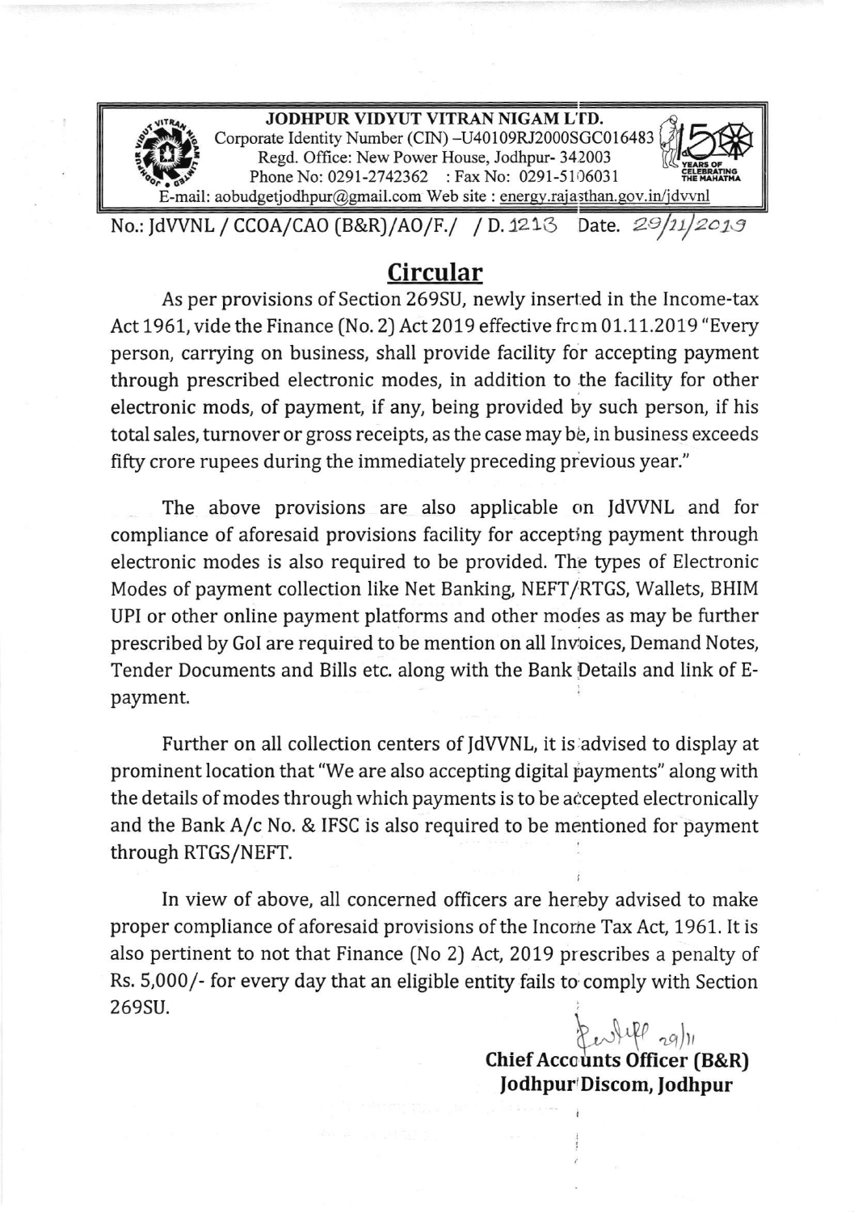**JODHPUR VIDYUT VITRAN NIGAM LTD.**
Corporate Identity Number (CIN) –U40109RJ2000SGC016483
Regd. Office: New Power House, Jodhpur- 342003
Phone No: 0291-2742362 : Fax No: 0291-5106031
E-mail: aobudgetjodhpur@gmail.com Web site : energy.rajasthan.gov.in/jdvvnl

150 YEARS OF CELEBRATING THE MAHATMA

No.: JdVVNL / CCOA/CAO (B&R)/AO/F./ / D. 1213 Date. 29/11/2019

## Circular

As per provisions of Section 269SU, newly inserted in the Income-tax Act 1961, vide the Finance (No. 2) Act 2019 effective from 01.11.2019 "Every person, carrying on business, shall provide facility for accepting payment through prescribed electronic modes, in addition to the facility for other electronic mods, of payment, if any, being provided by such person, if his total sales, turnover or gross receipts, as the case may be, in business exceeds fifty crore rupees during the immediately preceding previous year."

The above provisions are also applicable on JdVVNL and for compliance of aforesaid provisions facility for accepting payment through electronic modes is also required to be provided. The types of Electronic Modes of payment collection like Net Banking, NEFT/RTGS, Wallets, BHIM UPI or other online payment platforms and other modes as may be further prescribed by GoI are required to be mention on all Invoices, Demand Notes, Tender Documents and Bills etc. along with the Bank Details and link of E-payment.

Further on all collection centers of JdVVNL, it is advised to display at prominent location that "We are also accepting digital payments" along with the details of modes through which payments is to be accepted electronically and the Bank A/c No. & IFSC is also required to be mentioned for payment through RTGS/NEFT.

In view of above, all concerned officers are hereby advised to make proper compliance of aforesaid provisions of the Income Tax Act, 1961. It is also pertinent to not that Finance (No 2) Act, 2019 prescribes a penalty of Rs. 5,000/- for every day that an eligible entity fails to comply with Section 269SU.

29/11

**Chief Accounts Officer (B&R)**
**Jodhpur Discom, Jodhpur**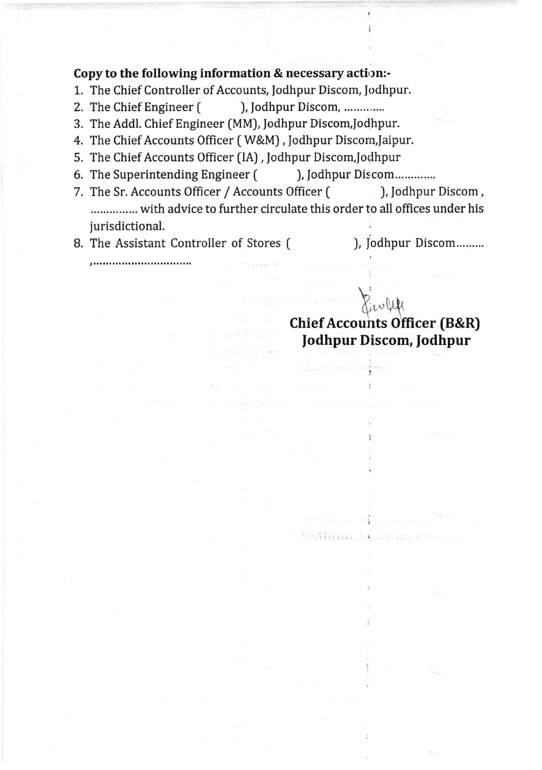**Copy to the following information & necessary action:-**

1. The Chief Controller of Accounts, Jodhpur Discom, Jodhpur.
2. The Chief Engineer ( ), Jodhpur Discom, ............
3. The Addl. Chief Engineer (MM), Jodhpur Discom,Jodhpur.
4. The Chief Accounts Officer ( W&M) , Jodhpur Discom,Jaipur.
5. The Chief Accounts Officer (IA) , Jodhpur Discom,Jodhpur
6. The Superintending Engineer ( ), Jodhpur Discom............
7. The Sr. Accounts Officer / Accounts Officer ( ), Jodhpur Discom , .............. with advice to further circulate this order to all offices under his jurisdictional.
8. The Assistant Controller of Stores ( ), Jodhpur Discom......... ,..............................

**Chief Accounts Officer (B&R)**
**Jodhpur Discom, Jodhpur**